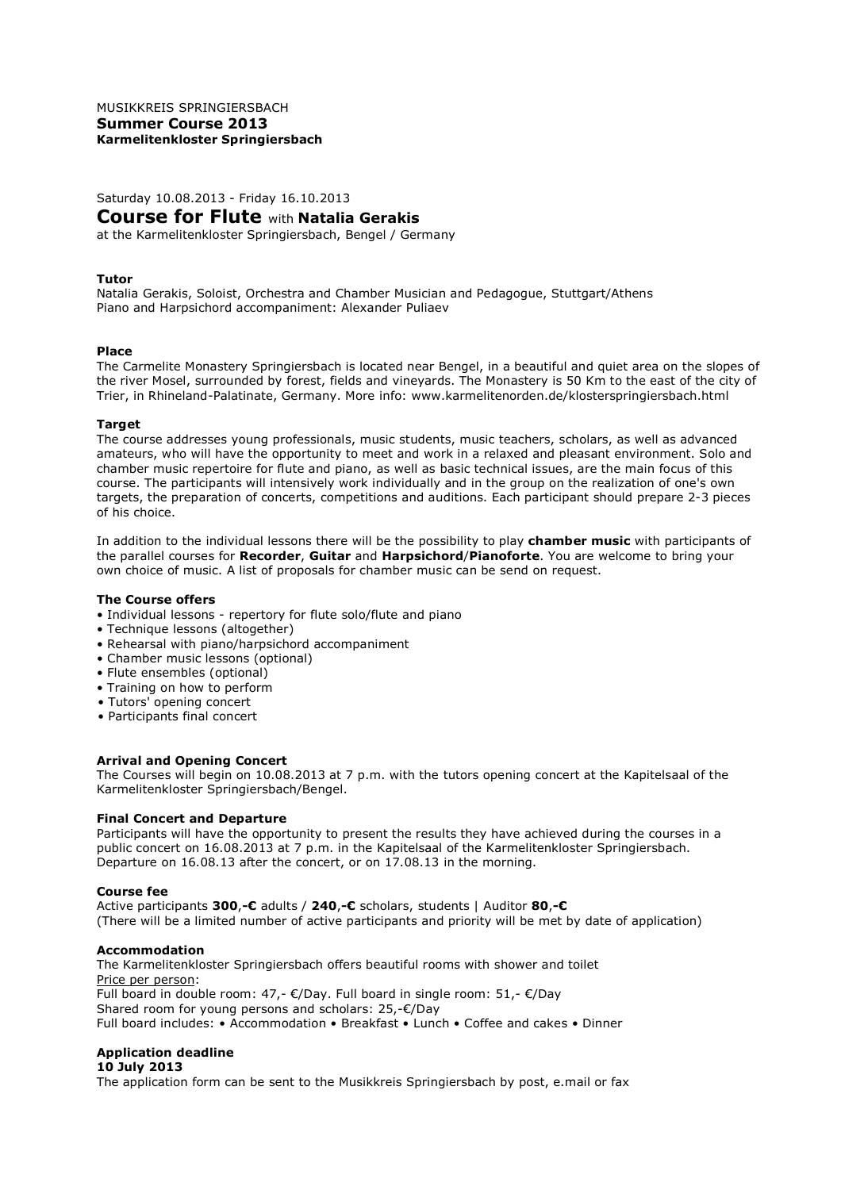MUSIKKREIS SPRINGIERSBACH
**Summer Course 2013**
**Karmelitenkloster Springiersbach**

Saturday 10.08.2013 - Friday 16.10.2013

# Course for Flute with **Natalia Gerakis**

at the Karmelitenkloster Springiersbach, Bengel / Germany

**Tutor**

Natalia Gerakis, Soloist, Orchestra and Chamber Musician and Pedagogue, Stuttgart/Athens
Piano and Harpsichord accompaniment: Alexander Puliaev

**Place**

The Carmelite Monastery Springiersbach is located near Bengel, in a beautiful and quiet area on the slopes of the river Mosel, surrounded by forest, fields and vineyards. The Monastery is 50 Km to the east of the city of Trier, in Rhineland-Palatinate, Germany. More info: www.karmelitenorden.de/klosterspringiersbach.html

**Target**

The course addresses young professionals, music students, music teachers, scholars, as well as advanced amateurs, who will have the opportunity to meet and work in a relaxed and pleasant environment. Solo and chamber music repertoire for flute and piano, as well as basic technical issues, are the main focus of this course. The participants will intensively work individually and in the group on the realization of one's own targets, the preparation of concerts, competitions and auditions. Each participant should prepare 2-3 pieces of his choice.

In addition to the individual lessons there will be the possibility to play **chamber music** with participants of the parallel courses for **Recorder**, **Guitar** and **Harpsichord**/**Pianoforte**. You are welcome to bring your own choice of music. A list of proposals for chamber music can be send on request.

**The Course offers**

- Individual lessons - repertory for flute solo/flute and piano
- Technique lessons (altogether)
- Rehearsal with piano/harpsichord accompaniment
- Chamber music lessons (optional)
- Flute ensembles (optional)
- Training on how to perform
- Tutors' opening concert
- Participants final concert

**Arrival and Opening Concert**

The Courses will begin on 10.08.2013 at 7 p.m. with the tutors opening concert at the Kapitelsaal of the Karmelitenkloster Springiersbach/Bengel.

**Final Concert and Departure**

Participants will have the opportunity to present the results they have achieved during the courses in a public concert on 16.08.2013 at 7 p.m. in the Kapitelsaal of the Karmelitenkloster Springiersbach. Departure on 16.08.13 after the concert, or on 17.08.13 in the morning.

**Course fee**

Active participants **300,-€** adults / **240,-€** scholars, students | Auditor **80,-€**
(There will be a limited number of active participants and priority will be met by date of application)

**Accommodation**

The Karmelitenkloster Springiersbach offers beautiful rooms with shower and toilet
Price per person:
Full board in double room: 47,- €/Day. Full board in single room: 51,- €/Day
Shared room for young persons and scholars: 25,-€/Day
Full board includes: • Accommodation • Breakfast • Lunch • Coffee and cakes • Dinner

**Application deadline**
**10 July 2013**

The application form can be sent to the Musikkreis Springiersbach by post, e.mail or fax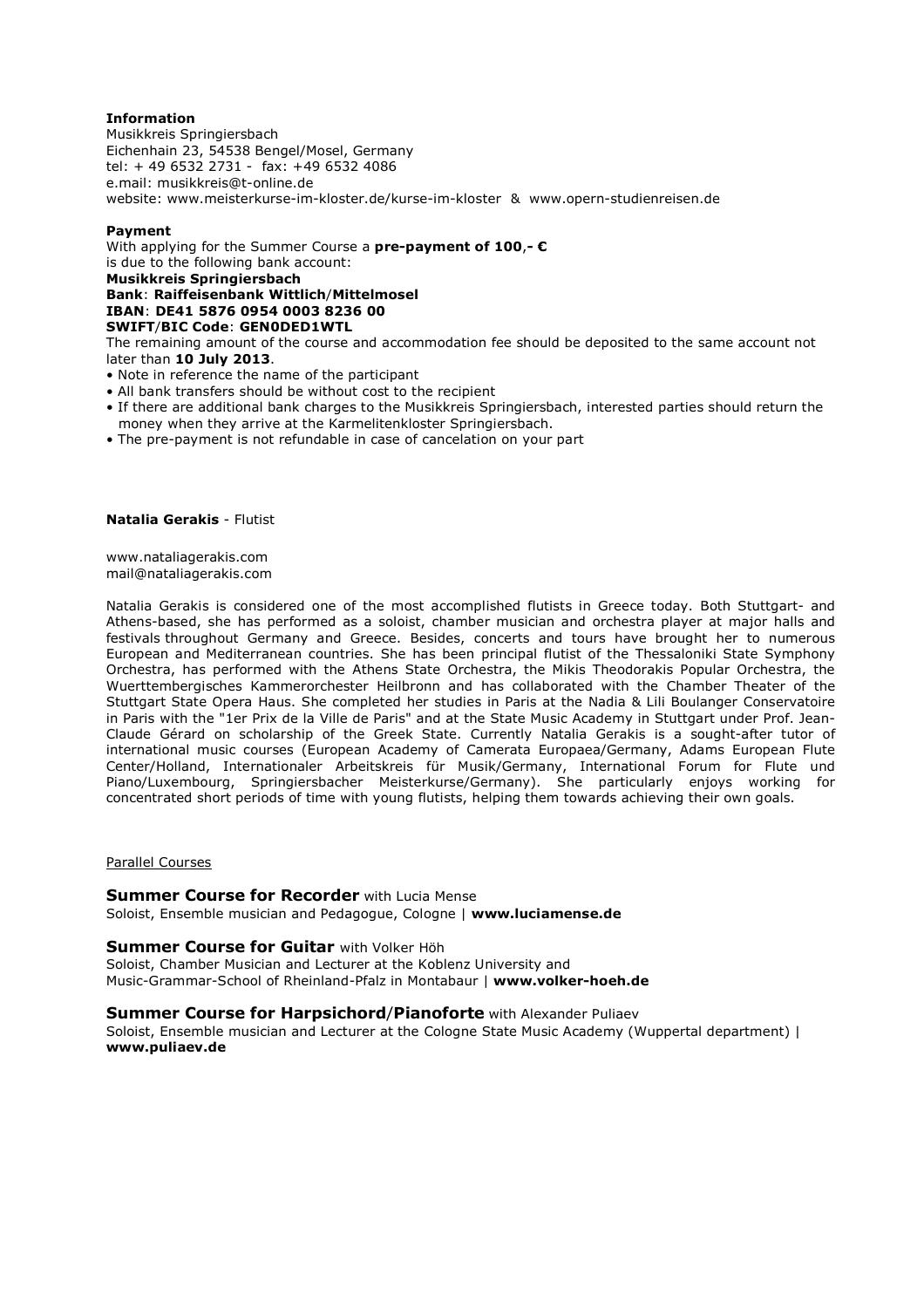**Information**

Musikkreis Springiersbach
Eichenhain 23, 54538 Bengel/Mosel, Germany
tel: + 49 6532 2731 - fax: +49 6532 4086
e.mail: musikkreis@t-online.de
website: www.meisterkurse-im-kloster.de/kurse-im-kloster & www.opern-studienreisen.de

**Payment**

With applying for the Summer Course a **pre-payment of 100,- €**
is due to the following bank account:
**Musikkreis Springiersbach**
**Bank**: **Raiffeisenbank Wittlich/Mittelmosel**
**IBAN**: **DE41 5876 0954 0003 8236 00**
**SWIFT/BIC Code**: **GEN0DED1WTL**

The remaining amount of the course and accommodation fee should be deposited to the same account not later than **10 July 2013**.

- Note in reference the name of the participant
- All bank transfers should be without cost to the recipient
- If there are additional bank charges to the Musikkreis Springiersbach, interested parties should return the money when they arrive at the Karmelitenkloster Springiersbach.
- The pre-payment is not refundable in case of cancelation on your part

**Natalia Gerakis** - Flutist

www.nataliagerakis.com
mail@nataliagerakis.com

Natalia Gerakis is considered one of the most accomplished flutists in Greece today. Both Stuttgart- and Athens-based, she has performed as a soloist, chamber musician and orchestra player at major halls and festivals throughout Germany and Greece. Besides, concerts and tours have brought her to numerous European and Mediterranean countries. She has been principal flutist of the Thessaloniki State Symphony Orchestra, has performed with the Athens State Orchestra, the Mikis Theodorakis Popular Orchestra, the Wuerttembergisches Kammerorchester Heilbronn and has collaborated with the Chamber Theater of the Stuttgart State Opera Haus. She completed her studies in Paris at the Nadia & Lili Boulanger Conservatoire in Paris with the "1er Prix de la Ville de Paris" and at the State Music Academy in Stuttgart under Prof. Jean-Claude Gérard on scholarship of the Greek State. Currently Natalia Gerakis is a sought-after tutor of international music courses (European Academy of Camerata Europaea/Germany, Adams European Flute Center/Holland, Internationaler Arbeitskreis für Musik/Germany, International Forum for Flute und Piano/Luxembourg, Springiersbacher Meisterkurse/Germany). She particularly enjoys working for concentrated short periods of time with young flutists, helping them towards achieving their own goals.

Parallel Courses

**Summer Course for Recorder** with Lucia Mense
Soloist, Ensemble musician and Pedagogue, Cologne | **www.luciamense.de**

**Summer Course for Guitar** with Volker Höh
Soloist, Chamber Musician and Lecturer at the Koblenz University and
Music-Grammar-School of Rheinland-Pfalz in Montabaur | **www.volker-hoeh.de**

**Summer Course for Harpsichord/Pianoforte** with Alexander Puliaev
Soloist, Ensemble musician and Lecturer at the Cologne State Music Academy (Wuppertal department) | **www.puliaev.de**